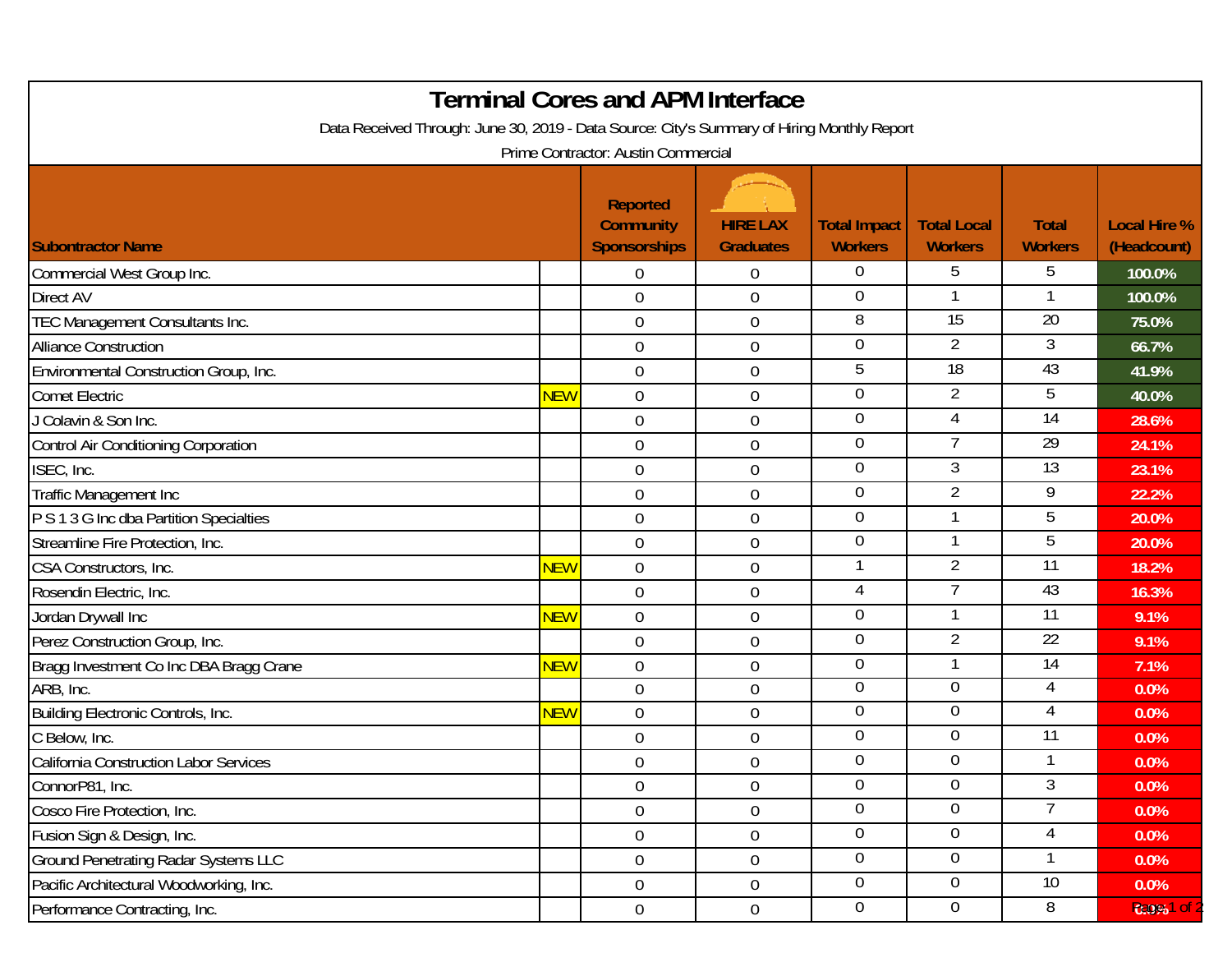# Terminal Cores and APM Interface

Data Received Through: June 30, 2019 - Data Source: City's Summary of Hiring Monthly Report

Prime Contractor: Austin Commercial

| Subontractor Name | | Reported Community Sponsorships | HIRE LAX Graduates | Total Impact Workers | Total Local Workers | Total Workers | Local Hire % (Headcount) |
|---|---|---|---|---|---|---|---|
| Commercial West Group Inc. | | 0 | 0 | 0 | 5 | 5 | 100.0% |
| Direct AV | | 0 | 0 | 0 | 1 | 1 | 100.0% |
| TEC Management Consultants Inc. | | 0 | 0 | 8 | 15 | 20 | 75.0% |
| Alliance Construction | | 0 | 0 | 0 | 2 | 3 | 66.7% |
| Environmental Construction Group, Inc. | | 0 | 0 | 5 | 18 | 43 | 41.9% |
| Comet Electric | NEW | 0 | 0 | 0 | 2 | 5 | 40.0% |
| J Colavin & Son Inc. | | 0 | 0 | 0 | 4 | 14 | 28.6% |
| Control Air Conditioning Corporation | | 0 | 0 | 0 | 7 | 29 | 24.1% |
| ISEC, Inc. | | 0 | 0 | 0 | 3 | 13 | 23.1% |
| Traffic Management Inc | | 0 | 0 | 0 | 2 | 9 | 22.2% |
| P S 1 3 G Inc dba Partition Specialties | | 0 | 0 | 0 | 1 | 5 | 20.0% |
| Streamline Fire Protection, Inc. | | 0 | 0 | 0 | 1 | 5 | 20.0% |
| CSA Constructors, Inc. | NEW | 0 | 0 | 1 | 2 | 11 | 18.2% |
| Rosendin Electric, Inc. | | 0 | 0 | 4 | 7 | 43 | 16.3% |
| Jordan Drywall Inc | NEW | 0 | 0 | 0 | 1 | 11 | 9.1% |
| Perez Construction Group, Inc. | | 0 | 0 | 0 | 2 | 22 | 9.1% |
| Bragg Investment Co Inc DBA Bragg Crane | NEW | 0 | 0 | 0 | 1 | 14 | 7.1% |
| ARB, Inc. | | 0 | 0 | 0 | 0 | 4 | 0.0% |
| Building Electronic Controls, Inc. | NEW | 0 | 0 | 0 | 0 | 4 | 0.0% |
| C Below, Inc. | | 0 | 0 | 0 | 0 | 11 | 0.0% |
| California Construction Labor Services | | 0 | 0 | 0 | 0 | 1 | 0.0% |
| ConnorP81, Inc. | | 0 | 0 | 0 | 0 | 3 | 0.0% |
| Cosco Fire Protection, Inc. | | 0 | 0 | 0 | 0 | 7 | 0.0% |
| Fusion Sign & Design, Inc. | | 0 | 0 | 0 | 0 | 4 | 0.0% |
| Ground Penetrating Radar Systems LLC | | 0 | 0 | 0 | 0 | 1 | 0.0% |
| Pacific Architectural Woodworking, Inc. | | 0 | 0 | 0 | 0 | 10 | 0.0% |
| Performance Contracting, Inc. | | 0 | 0 | 0 | 0 | 8 | 0.0% |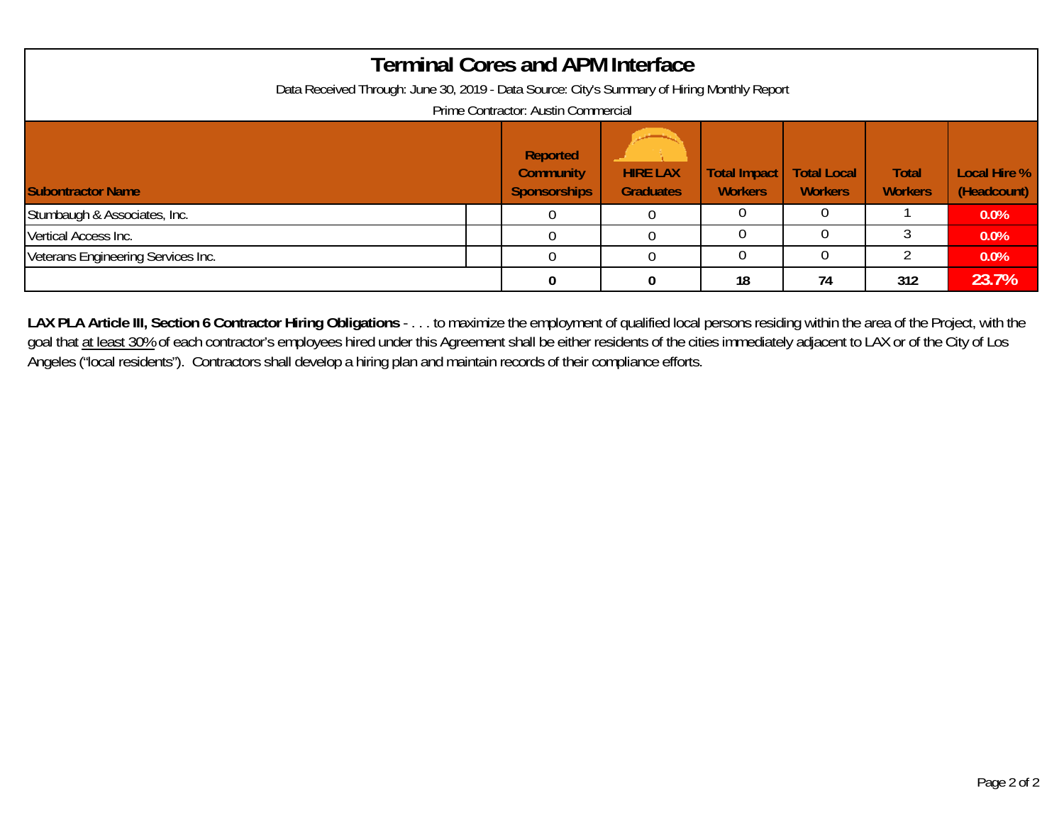# Terminal Cores and APM Interface

Data Received Through: June 30, 2019 - Data Source: City's Summary of Hiring Monthly Report

Prime Contractor: Austin Commercial

| Subontractor Name | Reported Community Sponsorships | HIRE LAX Graduates | Total Impact Workers | Total Local Workers | Total Workers | Local Hire % (Headcount) |
|---|---|---|---|---|---|---|
| Stumbaugh & Associates, Inc. | 0 | 0 | 0 | 0 | 1 | 0.0% |
| Vertical Access Inc. | 0 | 0 | 0 | 0 | 3 | 0.0% |
| Veterans Engineering Services Inc. | 0 | 0 | 0 | 0 | 2 | 0.0% |
| | **0** | **0** | **18** | **74** | **312** | **23.7%** |

**LAX PLA Article III, Section 6 Contractor Hiring Obligations** - . . . to maximize the employment of qualified local persons residing within the area of the Project, with the goal that at least 30% of each contractor's employees hired under this Agreement shall be either residents of the cities immediately adjacent to LAX or of the City of Los Angeles ("local residents"). Contractors shall develop a hiring plan and maintain records of their compliance efforts.